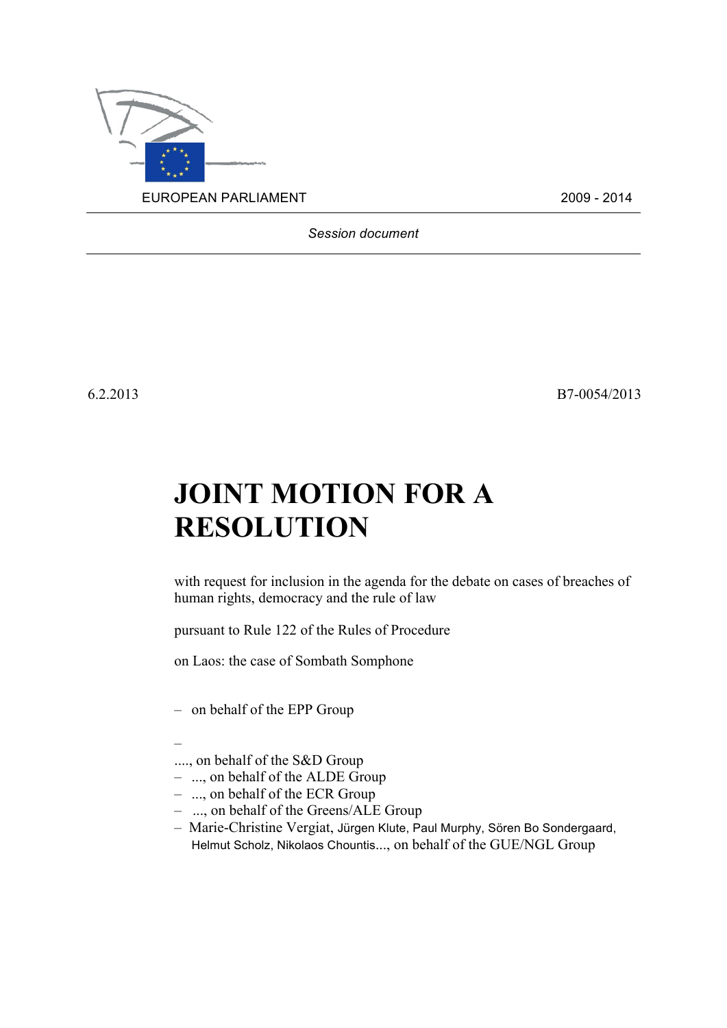EUROPEAN PARLIAMENT 2009 - 2014

*Session document*

6.2.2013 B7-0054/2013

# JOINT MOTION FOR A RESOLUTION

with request for inclusion in the agenda for the debate on cases of breaches of human rights, democracy and the rule of law

pursuant to Rule 122 of the Rules of Procedure

on Laos: the case of Sombath Somphone

– on behalf of the EPP Group

–

...., on behalf of the S&D Group

– ..., on behalf of the ALDE Group
– ..., on behalf of the ECR Group
– ..., on behalf of the Greens/ALE Group
– Marie-Christine Vergiat, Jürgen Klute, Paul Murphy, Sören Bo Sondergaard, Helmut Scholz, Nikolaos Chountis..., on behalf of the GUE/NGL Group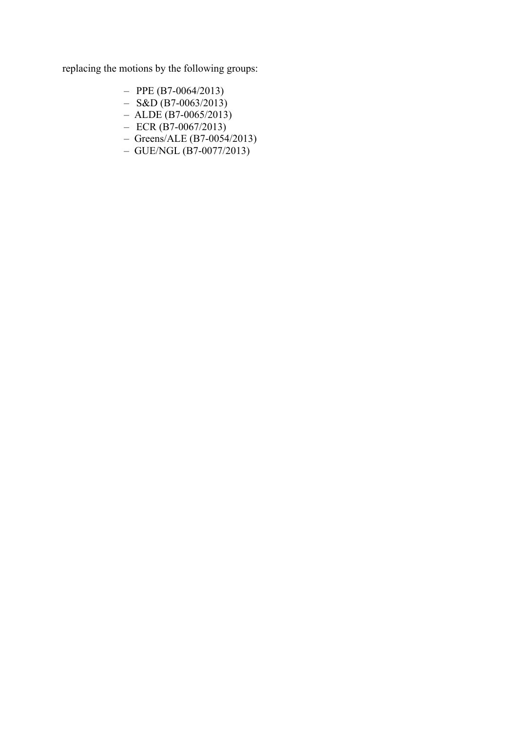replacing the motions by the following groups:

- PPE (B7-0064/2013)
- S&D (B7-0063/2013)
- ALDE (B7-0065/2013)
- ECR (B7-0067/2013)
- Greens/ALE (B7-0054/2013)
- GUE/NGL (B7-0077/2013)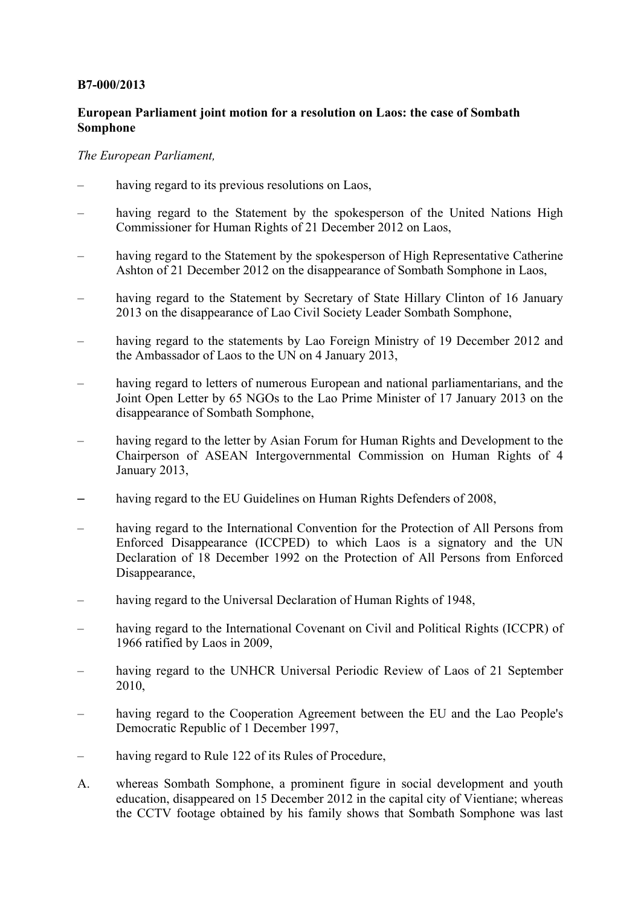**B7-000/2013**

**European Parliament joint motion for a resolution on Laos: the case of Sombath Somphone**

*The European Parliament,*

- having regard to its previous resolutions on Laos,
- having regard to the Statement by the spokesperson of the United Nations High Commissioner for Human Rights of 21 December 2012 on Laos,
- having regard to the Statement by the spokesperson of High Representative Catherine Ashton of 21 December 2012 on the disappearance of Sombath Somphone in Laos,
- having regard to the Statement by Secretary of State Hillary Clinton of 16 January 2013 on the disappearance of Lao Civil Society Leader Sombath Somphone,
- having regard to the statements by Lao Foreign Ministry of 19 December 2012 and the Ambassador of Laos to the UN on 4 January 2013,
- having regard to letters of numerous European and national parliamentarians, and the Joint Open Letter by 65 NGOs to the Lao Prime Minister of 17 January 2013 on the disappearance of Sombath Somphone,
- having regard to the letter by Asian Forum for Human Rights and Development to the Chairperson of ASEAN Intergovernmental Commission on Human Rights of 4 January 2013,
- having regard to the EU Guidelines on Human Rights Defenders of 2008,
- having regard to the International Convention for the Protection of All Persons from Enforced Disappearance (ICCPED) to which Laos is a signatory and the UN Declaration of 18 December 1992 on the Protection of All Persons from Enforced Disappearance,
- having regard to the Universal Declaration of Human Rights of 1948,
- having regard to the International Covenant on Civil and Political Rights (ICCPR) of 1966 ratified by Laos in 2009,
- having regard to the UNHCR Universal Periodic Review of Laos of 21 September 2010,
- having regard to the Cooperation Agreement between the EU and the Lao People's Democratic Republic of 1 December 1997,
- having regard to Rule 122 of its Rules of Procedure,

A. whereas Sombath Somphone, a prominent figure in social development and youth education, disappeared on 15 December 2012 in the capital city of Vientiane; whereas the CCTV footage obtained by his family shows that Sombath Somphone was last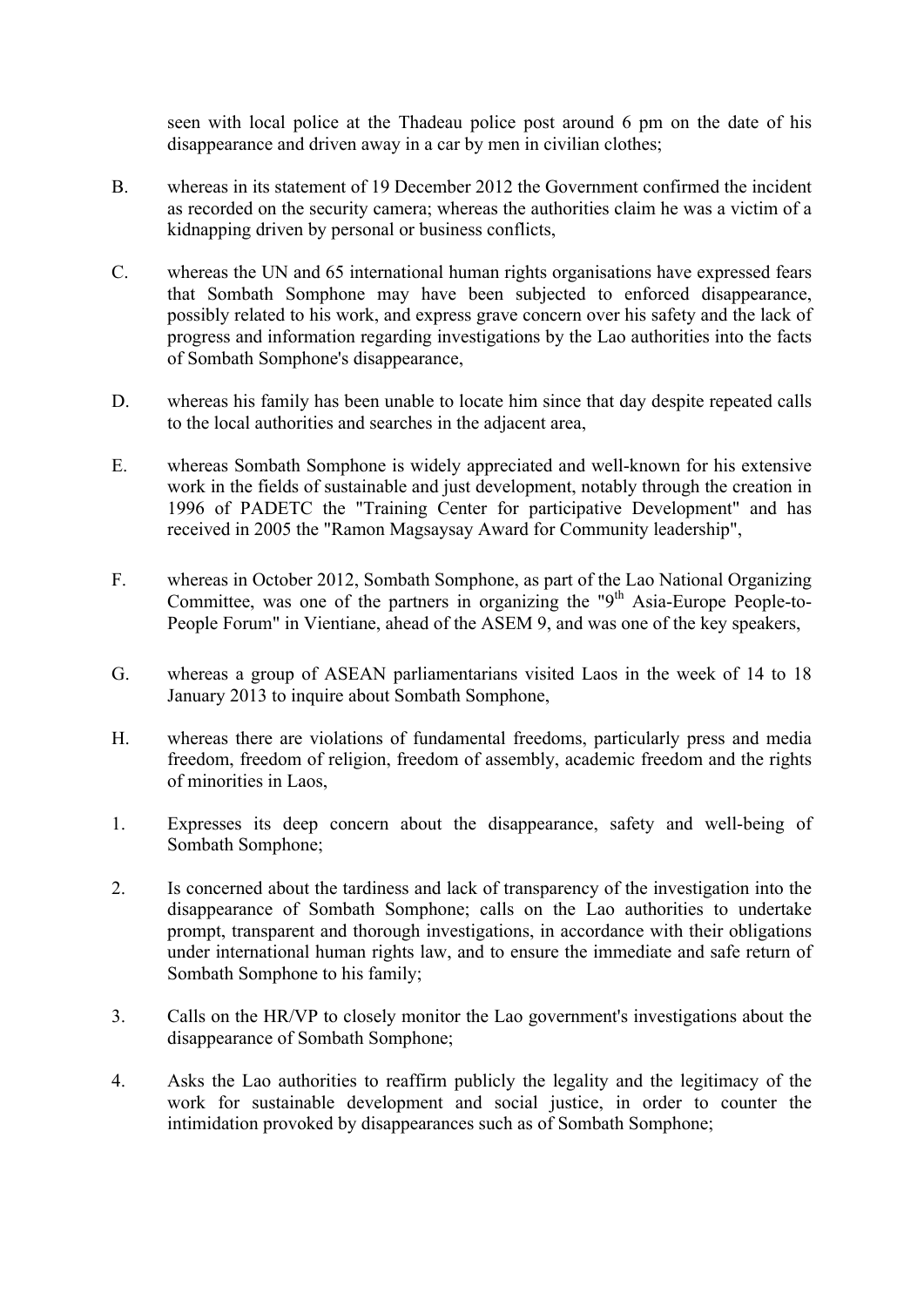seen with local police at the Thadeau police post around 6 pm on the date of his disappearance and driven away in a car by men in civilian clothes;

B. whereas in its statement of 19 December 2012 the Government confirmed the incident as recorded on the security camera; whereas the authorities claim he was a victim of a kidnapping driven by personal or business conflicts,

C. whereas the UN and 65 international human rights organisations have expressed fears that Sombath Somphone may have been subjected to enforced disappearance, possibly related to his work, and express grave concern over his safety and the lack of progress and information regarding investigations by the Lao authorities into the facts of Sombath Somphone's disappearance,

D. whereas his family has been unable to locate him since that day despite repeated calls to the local authorities and searches in the adjacent area,

E. whereas Sombath Somphone is widely appreciated and well-known for his extensive work in the fields of sustainable and just development, notably through the creation in 1996 of PADETC the "Training Center for participative Development" and has received in 2005 the "Ramon Magsaysay Award for Community leadership",

F. whereas in October 2012, Sombath Somphone, as part of the Lao National Organizing Committee, was one of the partners in organizing the "9th Asia-Europe People-to-People Forum" in Vientiane, ahead of the ASEM 9, and was one of the key speakers,

G. whereas a group of ASEAN parliamentarians visited Laos in the week of 14 to 18 January 2013 to inquire about Sombath Somphone,

H. whereas there are violations of fundamental freedoms, particularly press and media freedom, freedom of religion, freedom of assembly, academic freedom and the rights of minorities in Laos,

1. Expresses its deep concern about the disappearance, safety and well-being of Sombath Somphone;

2. Is concerned about the tardiness and lack of transparency of the investigation into the disappearance of Sombath Somphone; calls on the Lao authorities to undertake prompt, transparent and thorough investigations, in accordance with their obligations under international human rights law, and to ensure the immediate and safe return of Sombath Somphone to his family;

3. Calls on the HR/VP to closely monitor the Lao government's investigations about the disappearance of Sombath Somphone;

4. Asks the Lao authorities to reaffirm publicly the legality and the legitimacy of the work for sustainable development and social justice, in order to counter the intimidation provoked by disappearances such as of Sombath Somphone;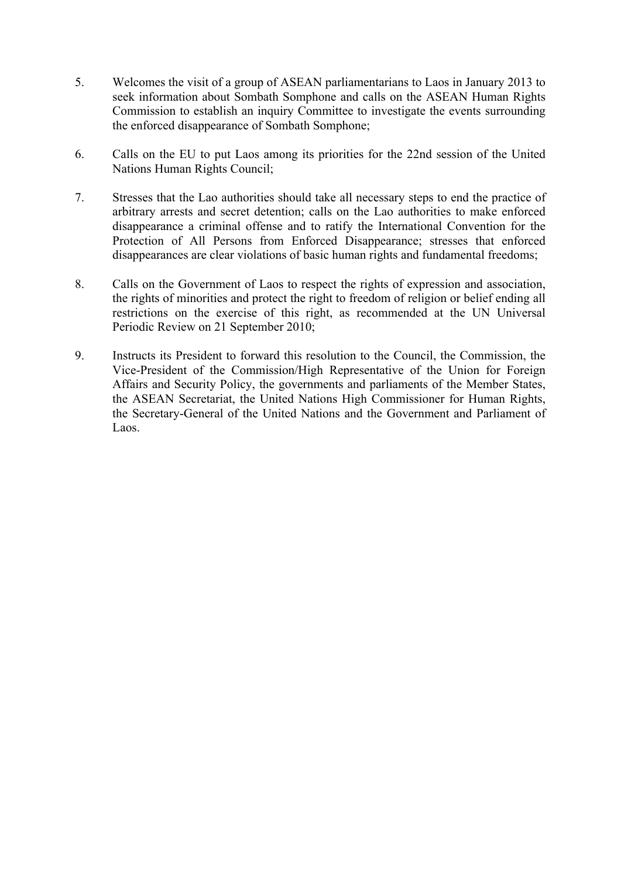5. Welcomes the visit of a group of ASEAN parliamentarians to Laos in January 2013 to seek information about Sombath Somphone and calls on the ASEAN Human Rights Commission to establish an inquiry Committee to investigate the events surrounding the enforced disappearance of Sombath Somphone;

6. Calls on the EU to put Laos among its priorities for the 22nd session of the United Nations Human Rights Council;

7. Stresses that the Lao authorities should take all necessary steps to end the practice of arbitrary arrests and secret detention; calls on the Lao authorities to make enforced disappearance a criminal offense and to ratify the International Convention for the Protection of All Persons from Enforced Disappearance; stresses that enforced disappearances are clear violations of basic human rights and fundamental freedoms;

8. Calls on the Government of Laos to respect the rights of expression and association, the rights of minorities and protect the right to freedom of religion or belief ending all restrictions on the exercise of this right, as recommended at the UN Universal Periodic Review on 21 September 2010;

9. Instructs its President to forward this resolution to the Council, the Commission, the Vice-President of the Commission/High Representative of the Union for Foreign Affairs and Security Policy, the governments and parliaments of the Member States, the ASEAN Secretariat, the United Nations High Commissioner for Human Rights, the Secretary-General of the United Nations and the Government and Parliament of Laos.